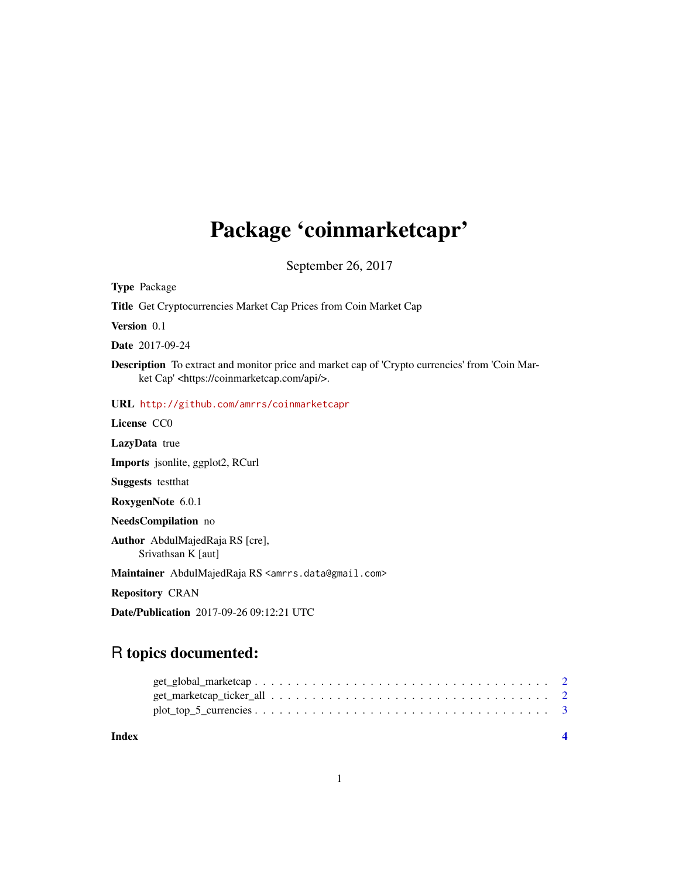# Package 'coinmarketcapr'

September 26, 2017

**Type** Package

**Title** Get Cryptocurrencies Market Cap Prices from Coin Market Cap

**Version** 0.1

**Date** 2017-09-24

**Description** To extract and monitor price and market cap of 'Crypto currencies' from 'Coin Market Cap' <https://coinmarketcap.com/api/>.

**URL** http://github.com/amrrs/coinmarketcapr

**License** CC0

**LazyData** true

**Imports** jsonlite, ggplot2, RCurl

**Suggests** testthat

**RoxygenNote** 6.0.1

**NeedsCompilation** no

**Author** AbdulMajedRaja RS [cre],
Srivathsan K [aut]

**Maintainer** AbdulMajedRaja RS <amrrs.data@gmail.com>

**Repository** CRAN

**Date/Publication** 2017-09-26 09:12:21 UTC

## R topics documented:

- get_global_marketcap . . . . . . . . . . . . . . . . . . . . . . . . . . . . . . . . . . . 2
- get_marketcap_ticker_all . . . . . . . . . . . . . . . . . . . . . . . . . . . . . . . . . 2
- plot_top_5_currencies . . . . . . . . . . . . . . . . . . . . . . . . . . . . . . . . . . . 3

**Index** **4**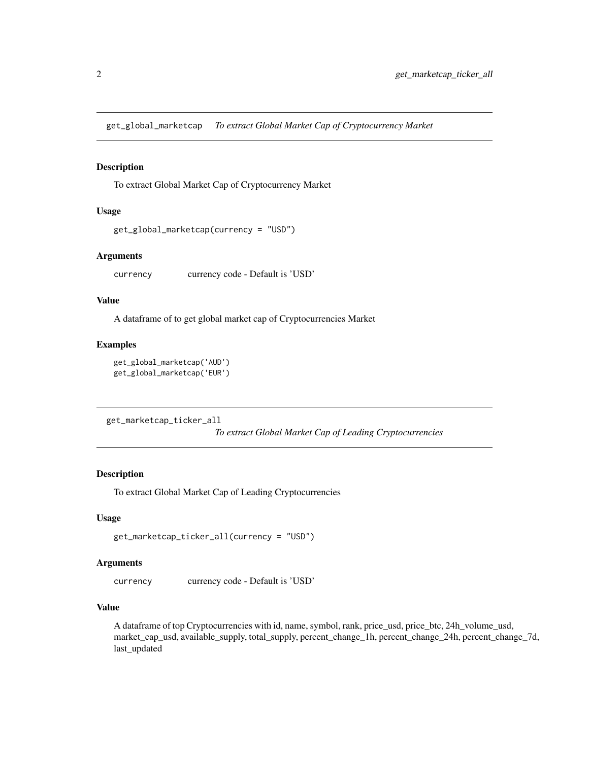## get_global_marketcap *To extract Global Market Cap of Cryptocurrency Market*

### Description

To extract Global Market Cap of Cryptocurrency Market

### Usage

```
get_global_marketcap(currency = "USD")
```

### Arguments

| | |
|---|---|
| currency | currency code - Default is 'USD' |

### Value

A dataframe of to get global market cap of Cryptocurrencies Market

### Examples

```
get_global_marketcap('AUD')
get_global_marketcap('EUR')
```

## get_marketcap_ticker_all *To extract Global Market Cap of Leading Cryptocurrencies*

### Description

To extract Global Market Cap of Leading Cryptocurrencies

### Usage

```
get_marketcap_ticker_all(currency = "USD")
```

### Arguments

| | |
|---|---|
| currency | currency code - Default is 'USD' |

### Value

A dataframe of top Cryptocurrencies with id, name, symbol, rank, price_usd, price_btc, 24h_volume_usd, market_cap_usd, available_supply, total_supply, percent_change_1h, percent_change_24h, percent_change_7d, last_updated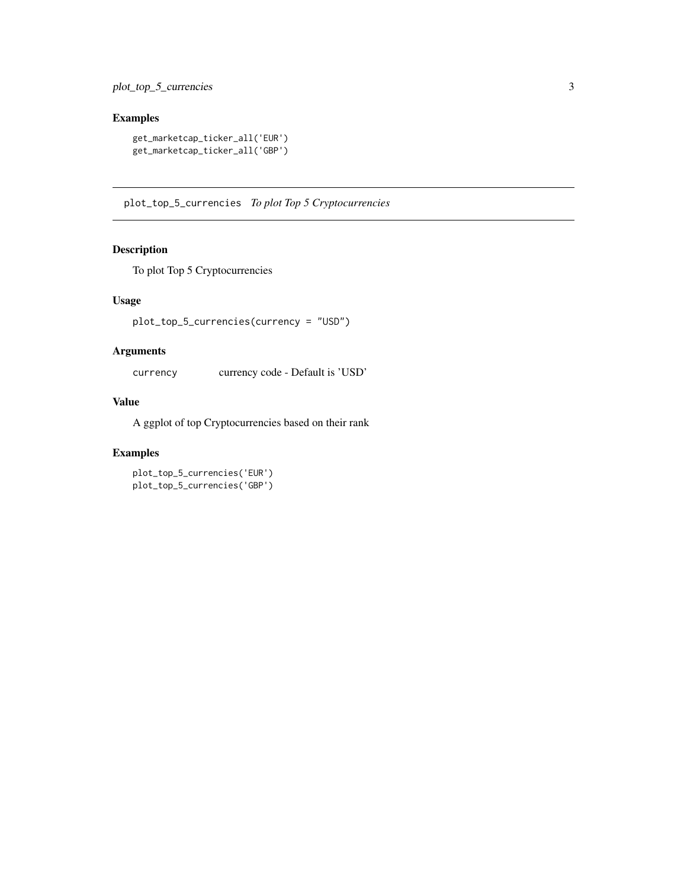## Examples

```
get_marketcap_ticker_all('EUR')
get_marketcap_ticker_all('GBP')
```

---

# plot_top_5_currencies *To plot Top 5 Cryptocurrencies*

---

## Description

To plot Top 5 Cryptocurrencies

## Usage

```
plot_top_5_currencies(currency = "USD")
```

## Arguments

| | |
|---|---|
| `currency` | currency code - Default is 'USD' |

## Value

A ggplot of top Cryptocurrencies based on their rank

## Examples

```
plot_top_5_currencies('EUR')
plot_top_5_currencies('GBP')
```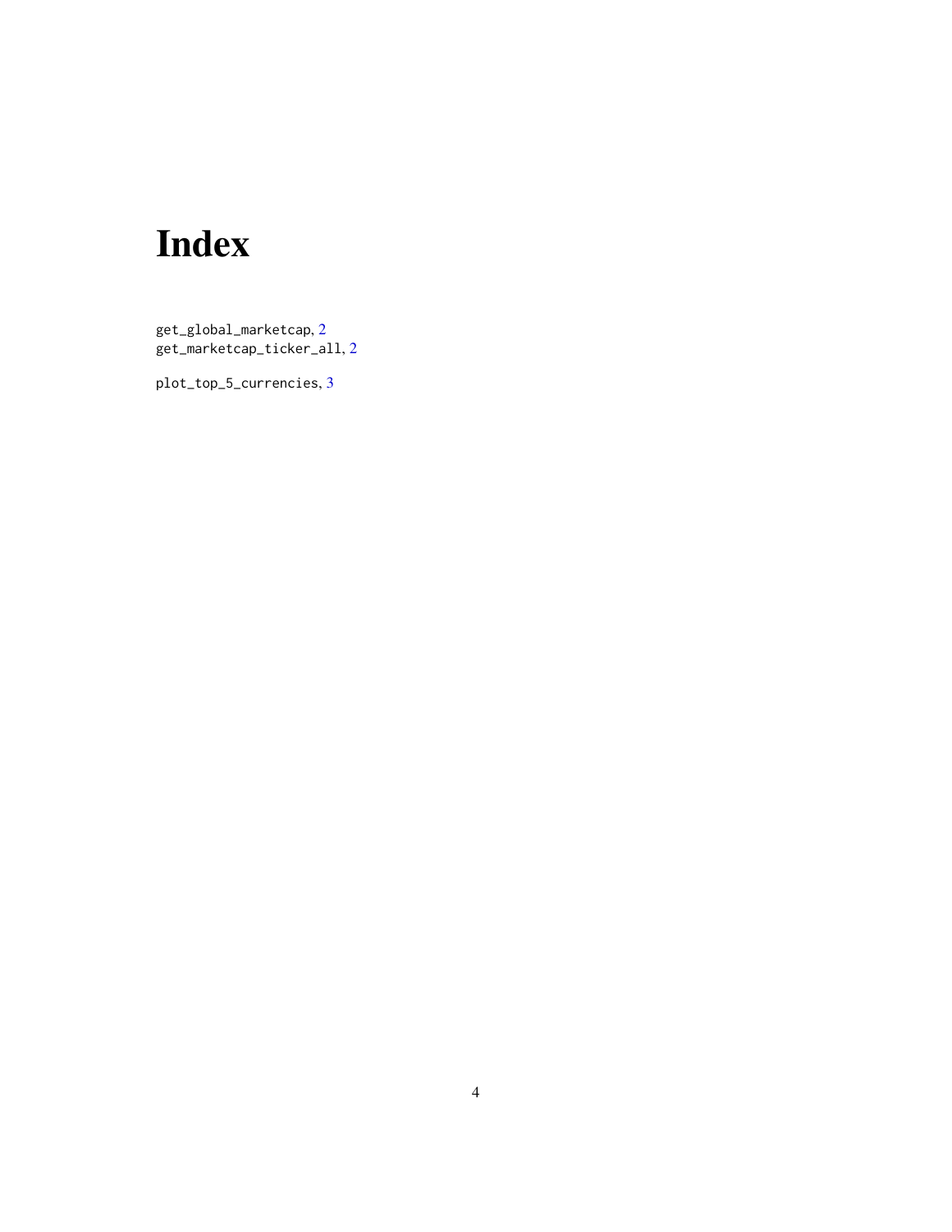# Index

get_global_marketcap, 2
get_marketcap_ticker_all, 2

plot_top_5_currencies, 3